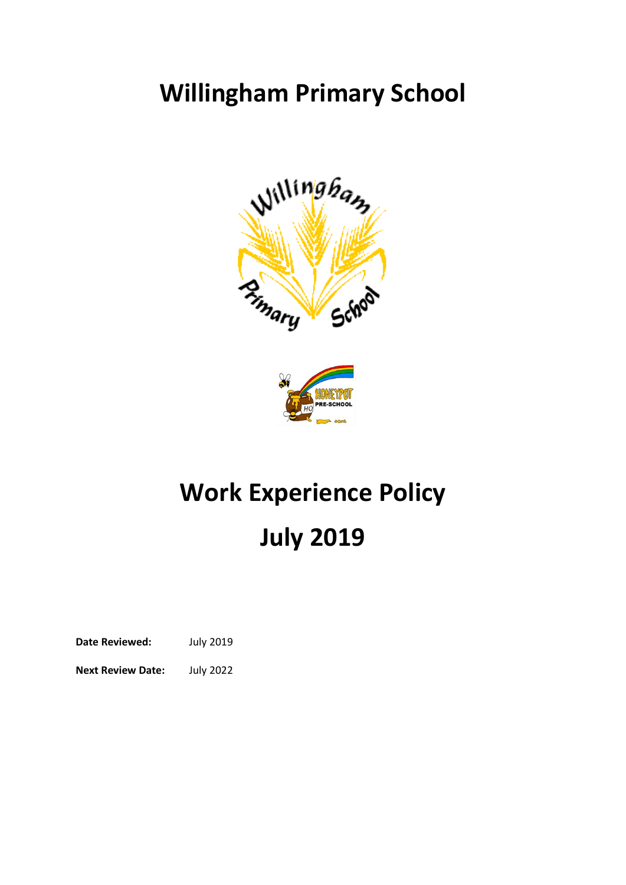# Willingham Primary School

# Work Experience Policy

# July 2019

**Date Reviewed:** July 2019

**Next Review Date:** July 2022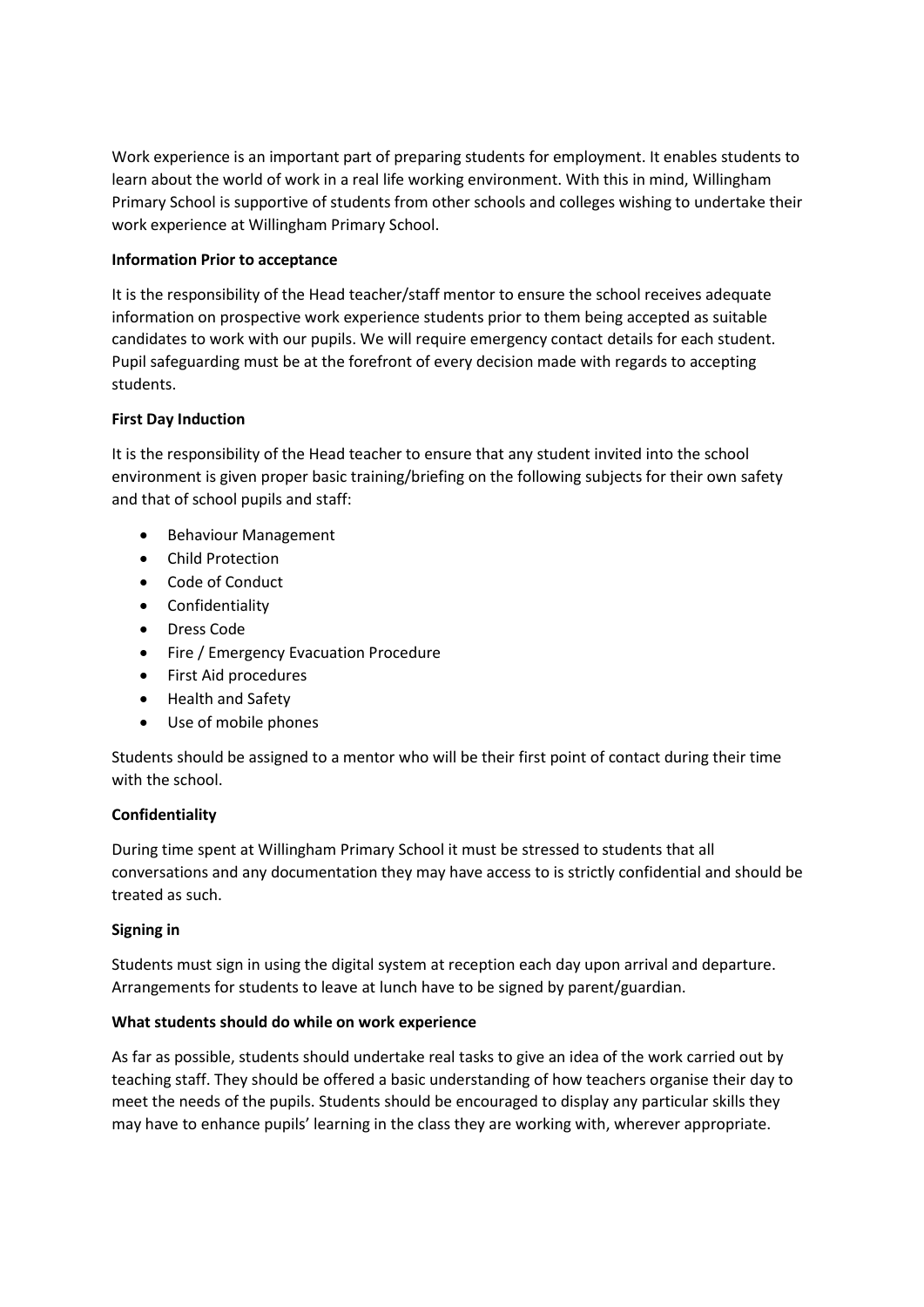Work experience is an important part of preparing students for employment. It enables students to learn about the world of work in a real life working environment. With this in mind, Willingham Primary School is supportive of students from other schools and colleges wishing to undertake their work experience at Willingham Primary School.

**Information Prior to acceptance**

It is the responsibility of the Head teacher/staff mentor to ensure the school receives adequate information on prospective work experience students prior to them being accepted as suitable candidates to work with our pupils. We will require emergency contact details for each student. Pupil safeguarding must be at the forefront of every decision made with regards to accepting students.

**First Day Induction**

It is the responsibility of the Head teacher to ensure that any student invited into the school environment is given proper basic training/briefing on the following subjects for their own safety and that of school pupils and staff:

- Behaviour Management
- Child Protection
- Code of Conduct
- Confidentiality
- Dress Code
- Fire / Emergency Evacuation Procedure
- First Aid procedures
- Health and Safety
- Use of mobile phones

Students should be assigned to a mentor who will be their first point of contact during their time with the school.

**Confidentiality**

During time spent at Willingham Primary School it must be stressed to students that all conversations and any documentation they may have access to is strictly confidential and should be treated as such.

**Signing in**

Students must sign in using the digital system at reception each day upon arrival and departure. Arrangements for students to leave at lunch have to be signed by parent/guardian.

**What students should do while on work experience**

As far as possible, students should undertake real tasks to give an idea of the work carried out by teaching staff. They should be offered a basic understanding of how teachers organise their day to meet the needs of the pupils. Students should be encouraged to display any particular skills they may have to enhance pupils' learning in the class they are working with, wherever appropriate.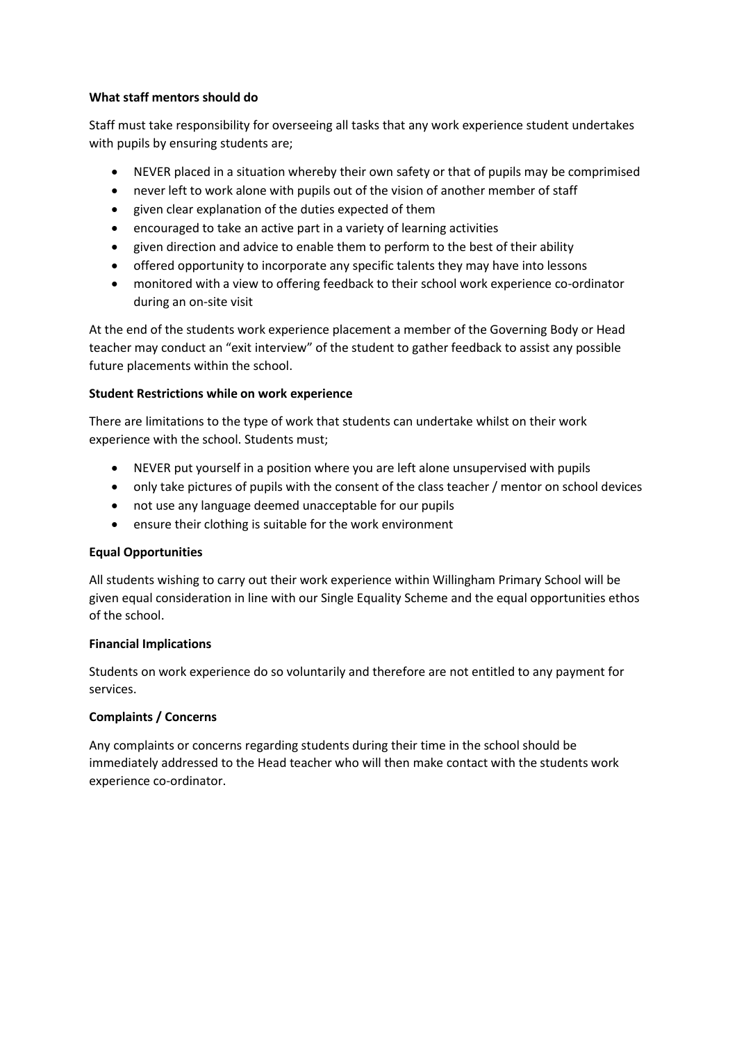**What staff mentors should do**

Staff must take responsibility for overseeing all tasks that any work experience student undertakes with pupils by ensuring students are;

- NEVER placed in a situation whereby their own safety or that of pupils may be comprimised
- never left to work alone with pupils out of the vision of another member of staff
- given clear explanation of the duties expected of them
- encouraged to take an active part in a variety of learning activities
- given direction and advice to enable them to perform to the best of their ability
- offered opportunity to incorporate any specific talents they may have into lessons
- monitored with a view to offering feedback to their school work experience co-ordinator during an on-site visit

At the end of the students work experience placement a member of the Governing Body or Head teacher may conduct an "exit interview" of the student to gather feedback to assist any possible future placements within the school.

**Student Restrictions while on work experience**

There are limitations to the type of work that students can undertake whilst on their work experience with the school. Students must;

- NEVER put yourself in a position where you are left alone unsupervised with pupils
- only take pictures of pupils with the consent of the class teacher / mentor on school devices
- not use any language deemed unacceptable for our pupils
- ensure their clothing is suitable for the work environment

**Equal Opportunities**

All students wishing to carry out their work experience within Willingham Primary School will be given equal consideration in line with our Single Equality Scheme and the equal opportunities ethos of the school.

**Financial Implications**

Students on work experience do so voluntarily and therefore are not entitled to any payment for services.

**Complaints / Concerns**

Any complaints or concerns regarding students during their time in the school should be immediately addressed to the Head teacher who will then make contact with the students work experience co-ordinator.